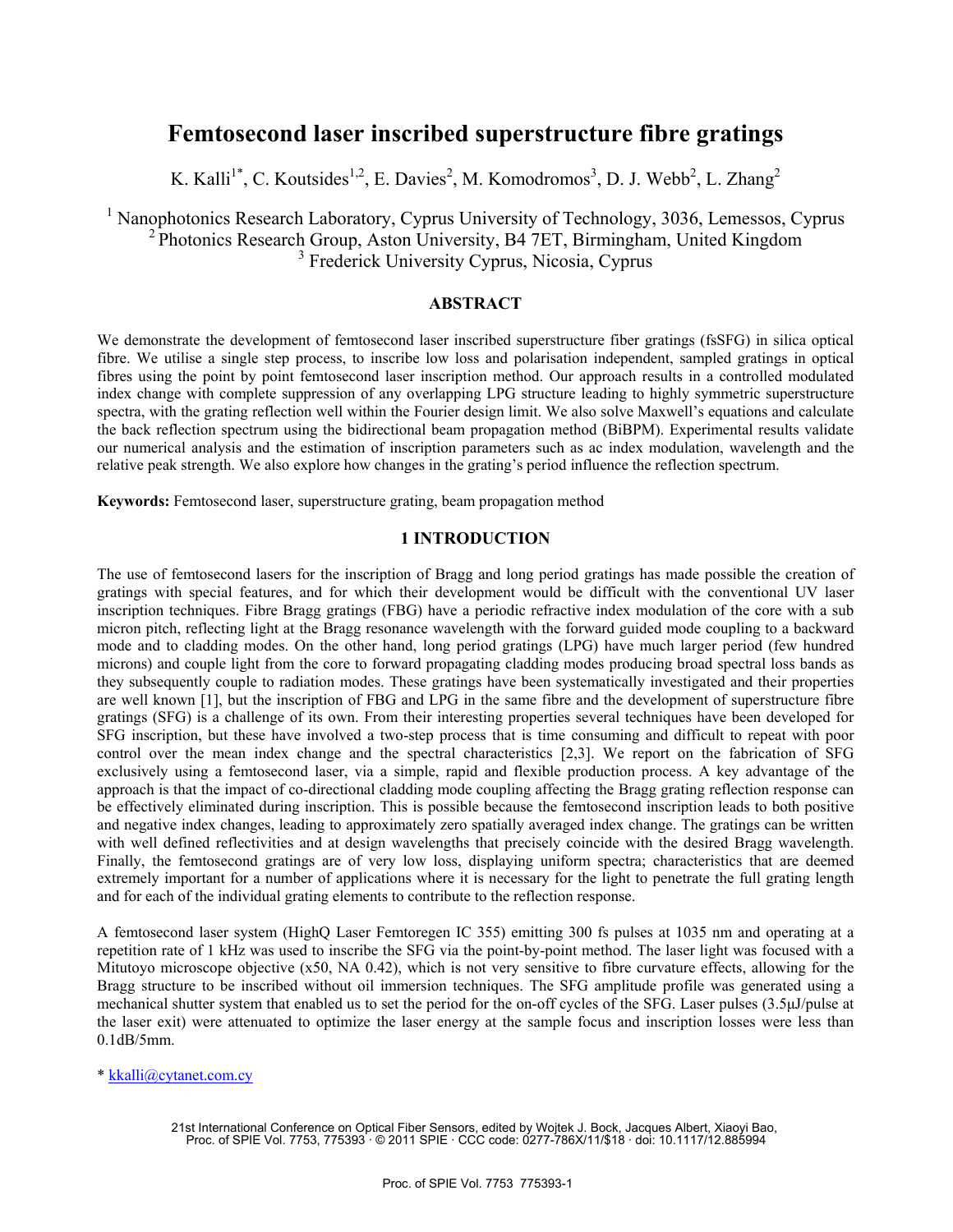# Femtosecond laser inscribed superstructure fibre gratings

K. Kalli[1*], C. Koutsides[1,2], E. Davies[2], M. Komodromos[3], D. J. Webb[2], L. Zhang[2]

[1] Nanophotonics Research Laboratory, Cyprus University of Technology, 3036, Lemessos, Cyprus
[2] Photonics Research Group, Aston University, B4 7ET, Birmingham, United Kingdom
[3] Frederick University Cyprus, Nicosia, Cyprus

## ABSTRACT

We demonstrate the development of femtosecond laser inscribed superstructure fiber gratings (fsSFG) in silica optical fibre. We utilise a single step process, to inscribe low loss and polarisation independent, sampled gratings in optical fibres using the point by point femtosecond laser inscription method. Our approach results in a controlled modulated index change with complete suppression of any overlapping LPG structure leading to highly symmetric superstructure spectra, with the grating reflection well within the Fourier design limit. We also solve Maxwell's equations and calculate the back reflection spectrum using the bidirectional beam propagation method (BiBPM). Experimental results validate our numerical analysis and the estimation of inscription parameters such as ac index modulation, wavelength and the relative peak strength. We also explore how changes in the grating's period influence the reflection spectrum.

**Keywords:** Femtosecond laser, superstructure grating, beam propagation method

## 1 INTRODUCTION

The use of femtosecond lasers for the inscription of Bragg and long period gratings has made possible the creation of gratings with special features, and for which their development would be difficult with the conventional UV laser inscription techniques. Fibre Bragg gratings (FBG) have a periodic refractive index modulation of the core with a sub micron pitch, reflecting light at the Bragg resonance wavelength with the forward guided mode coupling to a backward mode and to cladding modes. On the other hand, long period gratings (LPG) have much larger period (few hundred microns) and couple light from the core to forward propagating cladding modes producing broad spectral loss bands as they subsequently couple to radiation modes. These gratings have been systematically investigated and their properties are well known [1], but the inscription of FBG and LPG in the same fibre and the development of superstructure fibre gratings (SFG) is a challenge of its own. From their interesting properties several techniques have been developed for SFG inscription, but these have involved a two-step process that is time consuming and difficult to repeat with poor control over the mean index change and the spectral characteristics [2,3]. We report on the fabrication of SFG exclusively using a femtosecond laser, via a simple, rapid and flexible production process. A key advantage of the approach is that the impact of co-directional cladding mode coupling affecting the Bragg grating reflection response can be effectively eliminated during inscription. This is possible because the femtosecond inscription leads to both positive and negative index changes, leading to approximately zero spatially averaged index change. The gratings can be written with well defined reflectivities and at design wavelengths that precisely coincide with the desired Bragg wavelength. Finally, the femtosecond gratings are of very low loss, displaying uniform spectra; characteristics that are deemed extremely important for a number of applications where it is necessary for the light to penetrate the full grating length and for each of the individual grating elements to contribute to the reflection response.

A femtosecond laser system (HighQ Laser Femtoregen IC 355) emitting 300 fs pulses at 1035 nm and operating at a repetition rate of 1 kHz was used to inscribe the SFG via the point-by-point method. The laser light was focused with a Mitutoyo microscope objective (x50, NA 0.42), which is not very sensitive to fibre curvature effects, allowing for the Bragg structure to be inscribed without oil immersion techniques. The SFG amplitude profile was generated using a mechanical shutter system that enabled us to set the period for the on-off cycles of the SFG. Laser pulses (3.5μJ/pulse at the laser exit) were attenuated to optimize the laser energy at the sample focus and inscription losses were less than 0.1dB/5mm.

* kkalli@cytanet.com.cy

21st International Conference on Optical Fiber Sensors, edited by Wojtek J. Bock, Jacques Albert, Xiaoyi Bao, Proc. of SPIE Vol. 7753, 775393 · © 2011 SPIE · CCC code: 0277-786X/11/$18 · doi: 10.1117/12.885994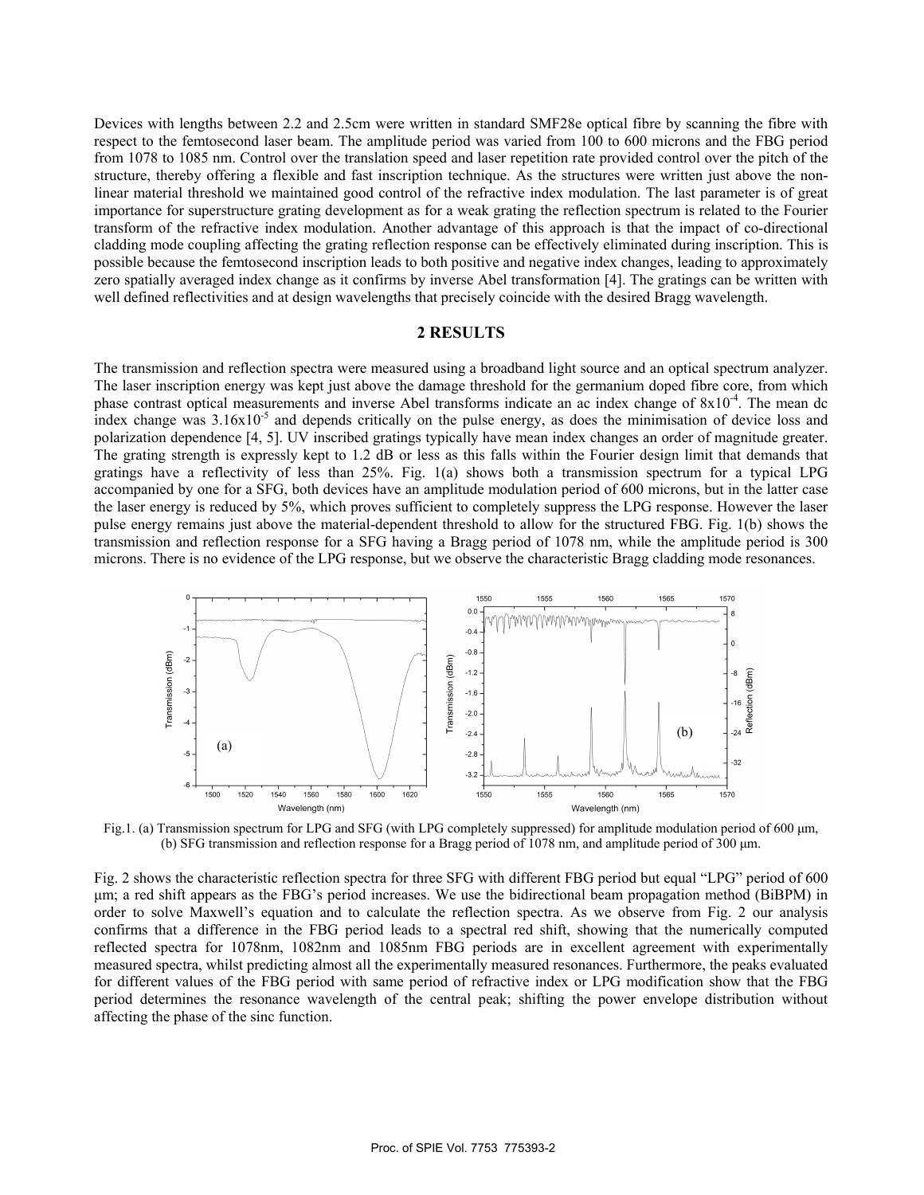Devices with lengths between 2.2 and 2.5cm were written in standard SMF28e optical fibre by scanning the fibre with respect to the femtosecond laser beam. The amplitude period was varied from 100 to 600 microns and the FBG period from 1078 to 1085 nm. Control over the translation speed and laser repetition rate provided control over the pitch of the structure, thereby offering a flexible and fast inscription technique. As the structures were written just above the non-linear material threshold we maintained good control of the refractive index modulation. The last parameter is of great importance for superstructure grating development as for a weak grating the reflection spectrum is related to the Fourier transform of the refractive index modulation. Another advantage of this approach is that the impact of co-directional cladding mode coupling affecting the grating reflection response can be effectively eliminated during inscription. This is possible because the femtosecond inscription leads to both positive and negative index changes, leading to approximately zero spatially averaged index change as it confirms by inverse Abel transformation [4]. The gratings can be written with well defined reflectivities and at design wavelengths that precisely coincide with the desired Bragg wavelength.

## 2 RESULTS

The transmission and reflection spectra were measured using a broadband light source and an optical spectrum analyzer. The laser inscription energy was kept just above the damage threshold for the germanium doped fibre core, from which phase contrast optical measurements and inverse Abel transforms indicate an ac index change of $8 \times 10^{-4}$. The mean dc index change was $3.16 \times 10^{-5}$ and depends critically on the pulse energy, as does the minimisation of device loss and polarization dependence [4, 5]. UV inscribed gratings typically have mean index changes an order of magnitude greater. The grating strength is expressly kept to 1.2 dB or less as this falls within the Fourier design limit that demands that gratings have a reflectivity of less than 25%. Fig. 1(a) shows both a transmission spectrum for a typical LPG accompanied by one for a SFG, both devices have an amplitude modulation period of 600 microns, but in the latter case the laser energy is reduced by 5%, which proves sufficient to completely suppress the LPG response. However the laser pulse energy remains just above the material-dependent threshold to allow for the structured FBG. Fig. 1(b) shows the transmission and reflection response for a SFG having a Bragg period of 1078 nm, while the amplitude period is 300 microns. There is no evidence of the LPG response, but we observe the characteristic Bragg cladding mode resonances.

Fig.1. (a) Transmission spectrum for LPG and SFG (with LPG completely suppressed) for amplitude modulation period of 600 μm, (b) SFG transmission and reflection response for a Bragg period of 1078 nm, and amplitude period of 300 μm.

Fig. 2 shows the characteristic reflection spectra for three SFG with different FBG period but equal "LPG" period of 600 μm; a red shift appears as the FBG's period increases. We use the bidirectional beam propagation method (BiBPM) in order to solve Maxwell's equation and to calculate the reflection spectra. As we observe from Fig. 2 our analysis confirms that a difference in the FBG period leads to a spectral red shift, showing that the numerically computed reflected spectra for 1078nm, 1082nm and 1085nm FBG periods are in excellent agreement with experimentally measured spectra, whilst predicting almost all the experimentally measured resonances. Furthermore, the peaks evaluated for different values of the FBG period with same period of refractive index or LPG modification show that the FBG period determines the resonance wavelength of the central peak; shifting the power envelope distribution without affecting the phase of the sinc function.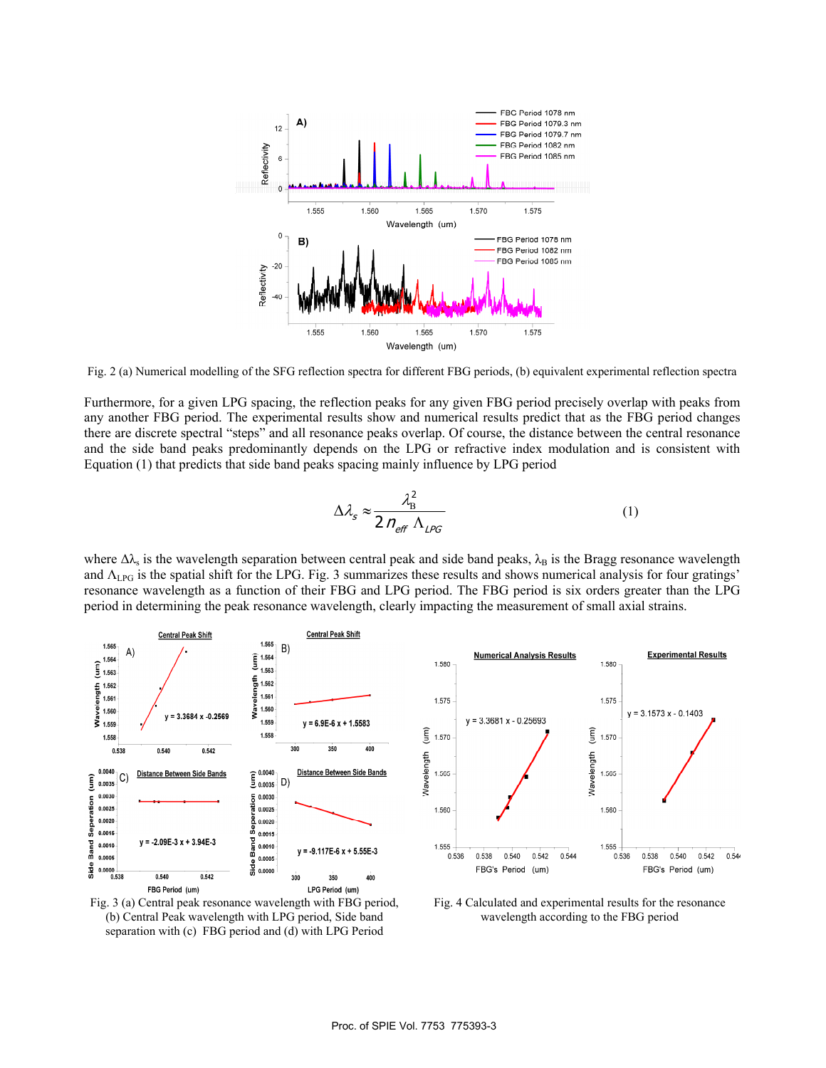Fig. 2 (a) Numerical modelling of the SFG reflection spectra for different FBG periods, (b) equivalent experimental reflection spectra

Furthermore, for a given LPG spacing, the reflection peaks for any given FBG period precisely overlap with peaks from any another FBG period. The experimental results show and numerical results predict that as the FBG period changes there are discrete spectral "steps" and all resonance peaks overlap. Of course, the distance between the central resonance and the side band peaks predominantly depends on the LPG or refractive index modulation and is consistent with Equation (1) that predicts that side band peaks spacing mainly influence by LPG period

$$\Delta\lambda_s \approx \frac{\lambda_B^2}{2\,n_{eff}\,\Lambda_{LPG}} \tag{1}$$

where $\Delta\lambda_s$ is the wavelength separation between central peak and side band peaks, $\lambda_B$ is the Bragg resonance wavelength and $\Lambda_{LPG}$ is the spatial shift for the LPG. Fig. 3 summarizes these results and shows numerical analysis for four gratings' resonance wavelength as a function of their FBG and LPG period. The FBG period is six orders greater than the LPG period in determining the peak resonance wavelength, clearly impacting the measurement of small axial strains.

Fig. 3 (a) Central peak resonance wavelength with FBG period, (b) Central Peak wavelength with LPG period, Side band separation with (c) FBG period and (d) with LPG Period

Fig. 4 Calculated and experimental results for the resonance wavelength according to the FBG period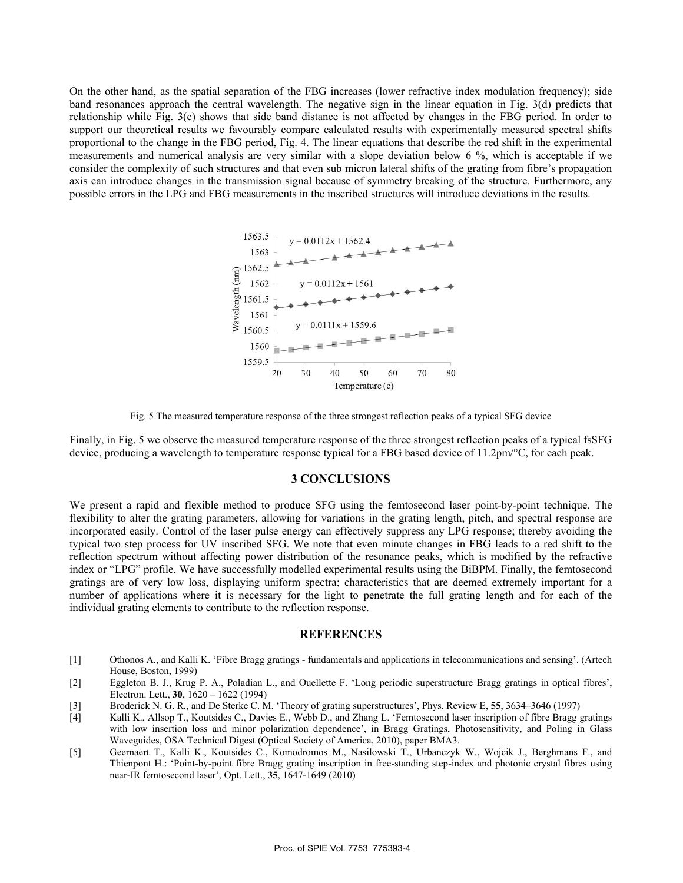On the other hand, as the spatial separation of the FBG increases (lower refractive index modulation frequency); side band resonances approach the central wavelength. The negative sign in the linear equation in Fig. 3(d) predicts that relationship while Fig. 3(c) shows that side band distance is not affected by changes in the FBG period. In order to support our theoretical results we favourably compare calculated results with experimentally measured spectral shifts proportional to the change in the FBG period, Fig. 4. The linear equations that describe the red shift in the experimental measurements and numerical analysis are very similar with a slope deviation below 6 %, which is acceptable if we consider the complexity of such structures and that even sub micron lateral shifts of the grating from fibre's propagation axis can introduce changes in the transmission signal because of symmetry breaking of the structure. Furthermore, any possible errors in the LPG and FBG measurements in the inscribed structures will introduce deviations in the results.

y = 0.0112x + 1562.4

y = 0.0112x + 1561

y = 0.0111x + 1559.6

Wavelength (nm)

Temperature (c)

1563.5
1563
1562.5
1562
1561.5
1561
1560.5
1560
1559.5

20 30 40 50 60 70 80

Fig. 5 The measured temperature response of the three strongest reflection peaks of a typical SFG device

Finally, in Fig. 5 we observe the measured temperature response of the three strongest reflection peaks of a typical fsSFG device, producing a wavelength to temperature response typical for a FBG based device of 11.2pm/°C, for each peak.

## 3 CONCLUSIONS

We present a rapid and flexible method to produce SFG using the femtosecond laser point-by-point technique. The flexibility to alter the grating parameters, allowing for variations in the grating length, pitch, and spectral response are incorporated easily. Control of the laser pulse energy can effectively suppress any LPG response; thereby avoiding the typical two step process for UV inscribed SFG. We note that even minute changes in FBG leads to a red shift to the reflection spectrum without affecting power distribution of the resonance peaks, which is modified by the refractive index or "LPG" profile. We have successfully modelled experimental results using the BiBPM. Finally, the femtosecond gratings are of very low loss, displaying uniform spectra; characteristics that are deemed extremely important for a number of applications where it is necessary for the light to penetrate the full grating length and for each of the individual grating elements to contribute to the reflection response.

## REFERENCES

[1] Othonos A., and Kalli K. 'Fibre Bragg gratings - fundamentals and applications in telecommunications and sensing'. (Artech House, Boston, 1999)

[2] Eggleton B. J., Krug P. A., Poladian L., and Ouellette F. 'Long periodic superstructure Bragg gratings in optical fibres', Electron. Lett., **30**, 1620 – 1622 (1994)

[3] Broderick N. G. R., and De Sterke C. M. 'Theory of grating superstructures', Phys. Review E, **55**, 3634–3646 (1997)

[4] Kalli K., Allsop T., Koutsides C., Davies E., Webb D., and Zhang L. 'Femtosecond laser inscription of fibre Bragg gratings with low insertion loss and minor polarization dependence', in Bragg Gratings, Photosensitivity, and Poling in Glass Waveguides, OSA Technical Digest (Optical Society of America, 2010), paper BMA3.

[5] Geernaert T., Kalli K., Koutsides C., Komodromos M., Nasilowski T., Urbanczyk W., Wojcik J., Berghmans F., and Thienpont H.: 'Point-by-point fibre Bragg grating inscription in free-standing step-index and photonic crystal fibres using near-IR femtosecond laser', Opt. Lett., **35**, 1647-1649 (2010)